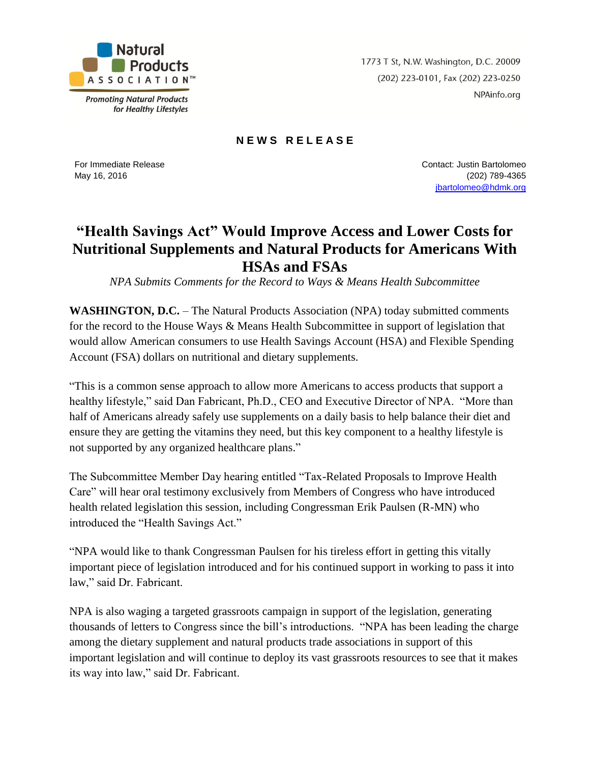Natural Products ASSOCIATION™

*Promoting Natural Products for Healthy Lifestyles*

1773 T St, N.W. Washington, D.C. 20009
(202) 223-0101, Fax (202) 223-0250
NPAinfo.org

**NEWS RELEASE**

For Immediate Release
May 16, 2016

Contact: Justin Bartolomeo
(202) 789-4365
jbartolomeo@hdmk.org

# "Health Savings Act" Would Improve Access and Lower Costs for Nutritional Supplements and Natural Products for Americans With HSAs and FSAs

*NPA Submits Comments for the Record to Ways & Means Health Subcommittee*

**WASHINGTON, D.C.** – The Natural Products Association (NPA) today submitted comments for the record to the House Ways & Means Health Subcommittee in support of legislation that would allow American consumers to use Health Savings Account (HSA) and Flexible Spending Account (FSA) dollars on nutritional and dietary supplements.

"This is a common sense approach to allow more Americans to access products that support a healthy lifestyle," said Dan Fabricant, Ph.D., CEO and Executive Director of NPA. "More than half of Americans already safely use supplements on a daily basis to help balance their diet and ensure they are getting the vitamins they need, but this key component to a healthy lifestyle is not supported by any organized healthcare plans."

The Subcommittee Member Day hearing entitled "Tax-Related Proposals to Improve Health Care" will hear oral testimony exclusively from Members of Congress who have introduced health related legislation this session, including Congressman Erik Paulsen (R-MN) who introduced the "Health Savings Act."

"NPA would like to thank Congressman Paulsen for his tireless effort in getting this vitally important piece of legislation introduced and for his continued support in working to pass it into law," said Dr. Fabricant.

NPA is also waging a targeted grassroots campaign in support of the legislation, generating thousands of letters to Congress since the bill's introductions. "NPA has been leading the charge among the dietary supplement and natural products trade associations in support of this important legislation and will continue to deploy its vast grassroots resources to see that it makes its way into law," said Dr. Fabricant.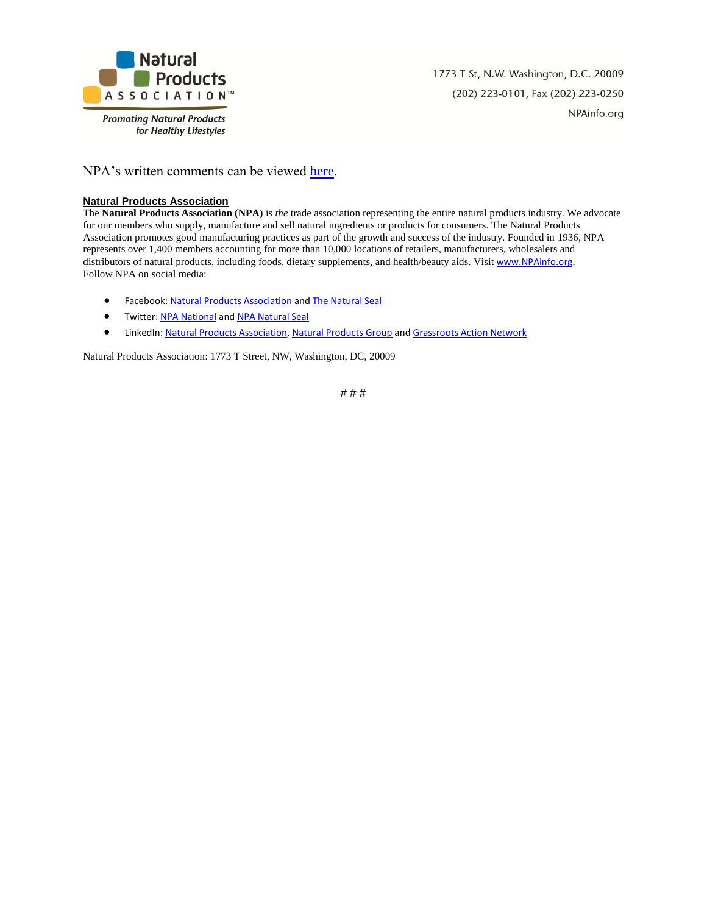Natural Products ASSOCIATION™

Promoting Natural Products for Healthy Lifestyles

1773 T St, N.W. Washington, D.C. 20009
(202) 223-0101, Fax (202) 223-0250
NPAinfo.org

NPA's written comments can be viewed here.

**Natural Products Association**

The **Natural Products Association (NPA)** is *the* trade association representing the entire natural products industry. We advocate for our members who supply, manufacture and sell natural ingredients or products for consumers. The Natural Products Association promotes good manufacturing practices as part of the growth and success of the industry. Founded in 1936, NPA represents over 1,400 members accounting for more than 10,000 locations of retailers, manufacturers, wholesalers and distributors of natural products, including foods, dietary supplements, and health/beauty aids. Visit www.NPAinfo.org.
Follow NPA on social media:

- Facebook: Natural Products Association and The Natural Seal
- Twitter: NPA National and NPA Natural Seal
- LinkedIn: Natural Products Association, Natural Products Group and Grassroots Action Network

Natural Products Association: 1773 T Street, NW, Washington, DC, 20009

# # #